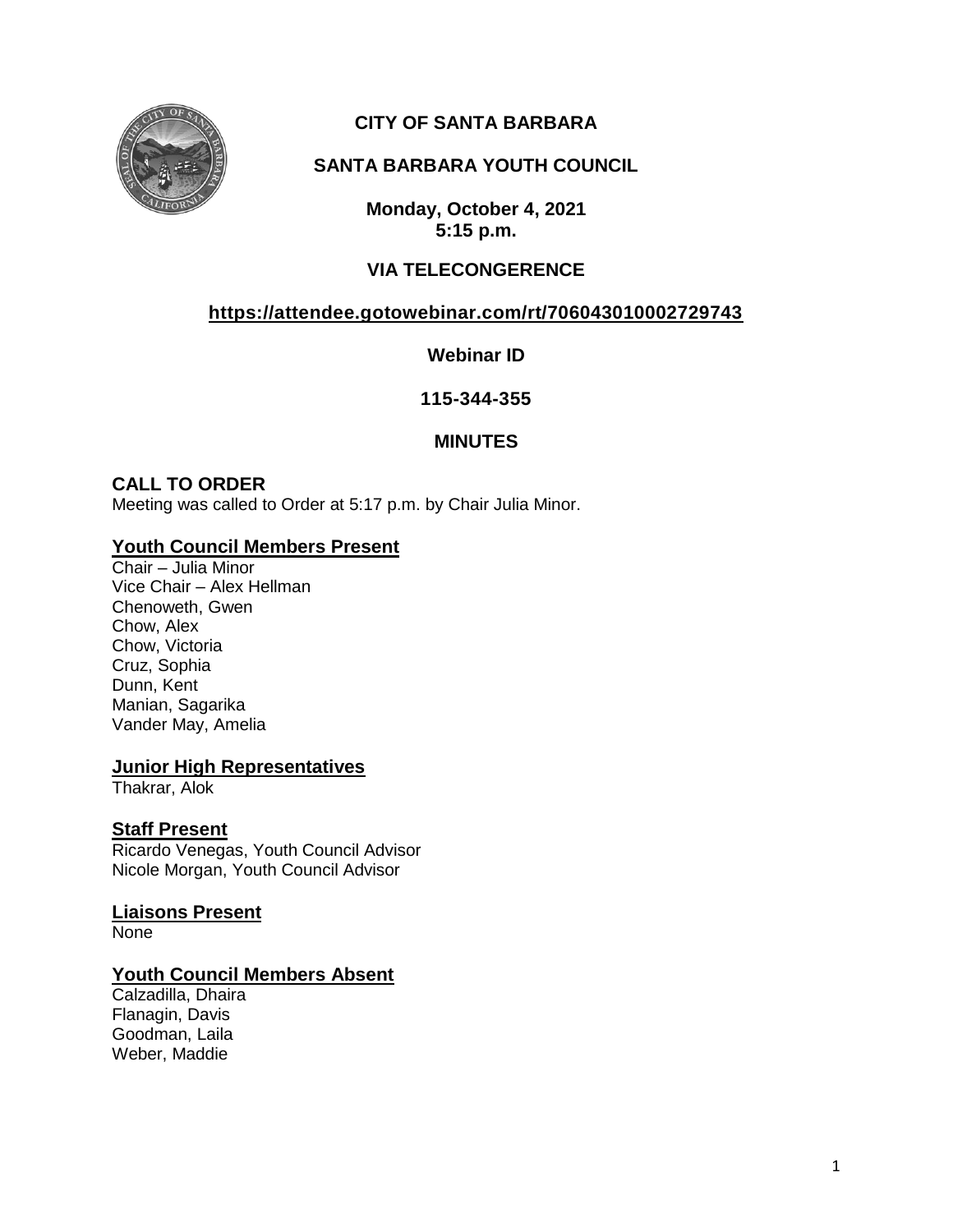# CITY OF SANTA BARBARA

## SANTA BARBARA YOUTH COUNCIL

**Monday, October 4, 2021**
**5:15 p.m.**

**VIA TELECONGERENCE**

**https://attendee.gotowebinar.com/rt/706043010002729743**

**Webinar ID**

**115-344-355**

**MINUTES**

## CALL TO ORDER

Meeting was called to Order at 5:17 p.m. by Chair Julia Minor.

### Youth Council Members Present

Chair – Julia Minor
Vice Chair – Alex Hellman
Chenoweth, Gwen
Chow, Alex
Chow, Victoria
Cruz, Sophia
Dunn, Kent
Manian, Sagarika
Vander May, Amelia

### Junior High Representatives

Thakrar, Alok

### Staff Present

Ricardo Venegas, Youth Council Advisor
Nicole Morgan, Youth Council Advisor

### Liaisons Present

None

### Youth Council Members Absent

Calzadilla, Dhaira
Flanagin, Davis
Goodman, Laila
Weber, Maddie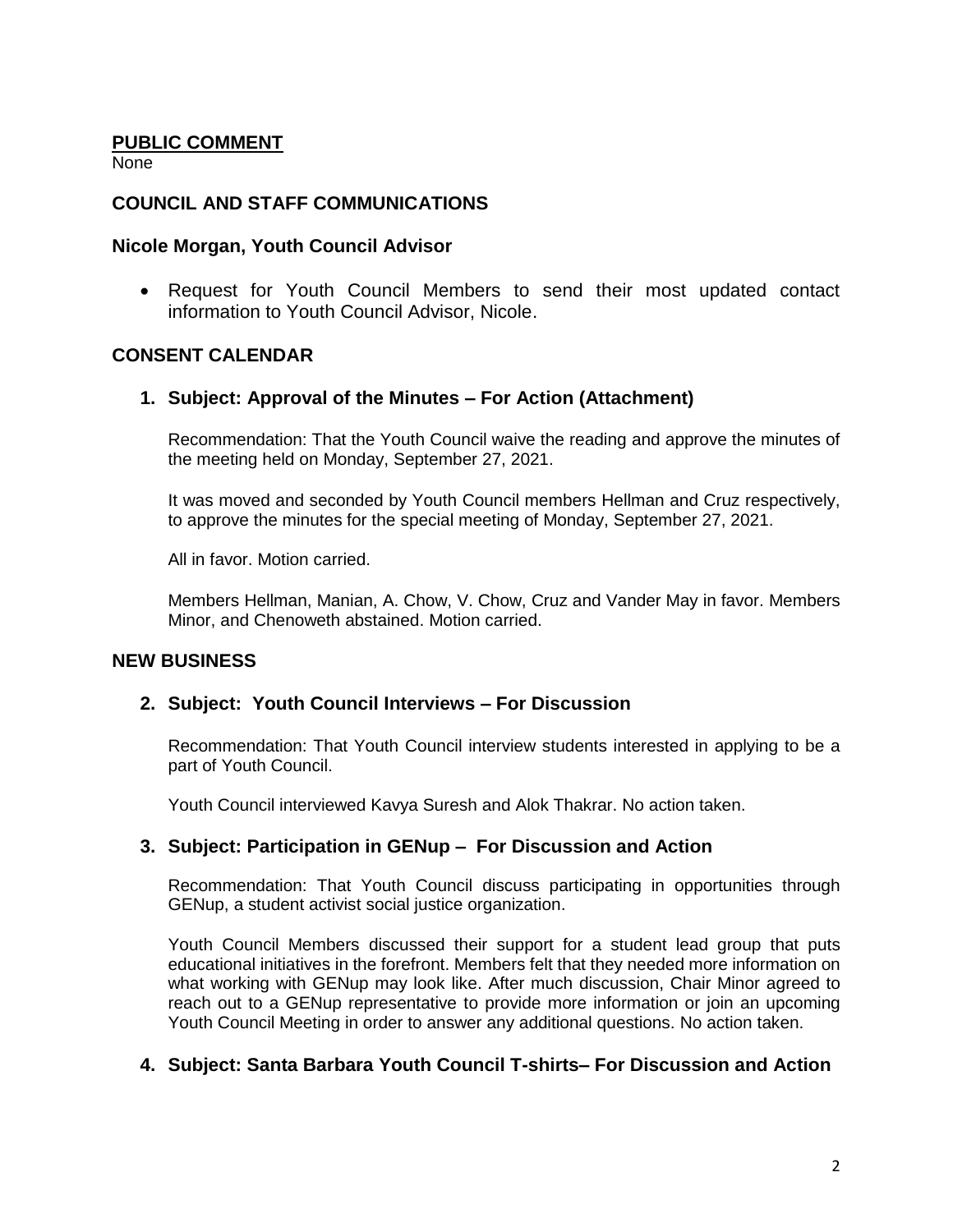**PUBLIC COMMENT**

None

## COUNCIL AND STAFF COMMUNICATIONS

### Nicole Morgan, Youth Council Advisor

- Request for Youth Council Members to send their most updated contact information to Youth Council Advisor, Nicole.

## CONSENT CALENDAR

### 1. Subject: Approval of the Minutes – For Action (Attachment)

Recommendation: That the Youth Council waive the reading and approve the minutes of the meeting held on Monday, September 27, 2021.

It was moved and seconded by Youth Council members Hellman and Cruz respectively, to approve the minutes for the special meeting of Monday, September 27, 2021.

All in favor. Motion carried.

Members Hellman, Manian, A. Chow, V. Chow, Cruz and Vander May in favor. Members Minor, and Chenoweth abstained. Motion carried.

## NEW BUSINESS

### 2. Subject: Youth Council Interviews – For Discussion

Recommendation: That Youth Council interview students interested in applying to be a part of Youth Council.

Youth Council interviewed Kavya Suresh and Alok Thakrar. No action taken.

### 3. Subject: Participation in GENup – For Discussion and Action

Recommendation: That Youth Council discuss participating in opportunities through GENup, a student activist social justice organization.

Youth Council Members discussed their support for a student lead group that puts educational initiatives in the forefront. Members felt that they needed more information on what working with GENup may look like. After much discussion, Chair Minor agreed to reach out to a GENup representative to provide more information or join an upcoming Youth Council Meeting in order to answer any additional questions. No action taken.

### 4. Subject: Santa Barbara Youth Council T-shirts– For Discussion and Action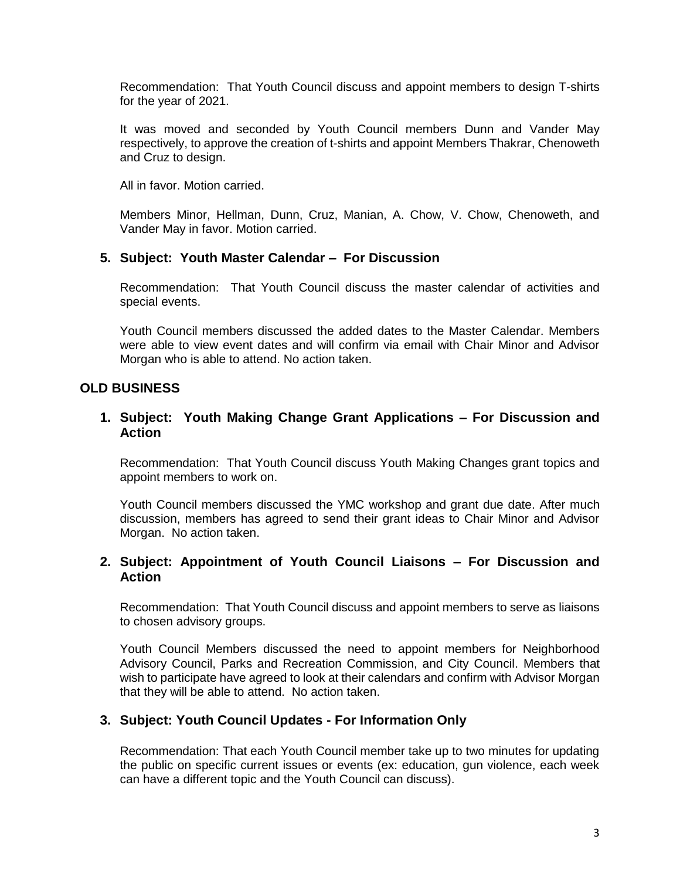Recommendation: That Youth Council discuss and appoint members to design T-shirts for the year of 2021.

It was moved and seconded by Youth Council members Dunn and Vander May respectively, to approve the creation of t-shirts and appoint Members Thakrar, Chenoweth and Cruz to design.

All in favor. Motion carried.

Members Minor, Hellman, Dunn, Cruz, Manian, A. Chow, V. Chow, Chenoweth, and Vander May in favor. Motion carried.

### 5. Subject: Youth Master Calendar – For Discussion

Recommendation: That Youth Council discuss the master calendar of activities and special events.

Youth Council members discussed the added dates to the Master Calendar. Members were able to view event dates and will confirm via email with Chair Minor and Advisor Morgan who is able to attend. No action taken.

## OLD BUSINESS

### 1. Subject: Youth Making Change Grant Applications – For Discussion and Action

Recommendation: That Youth Council discuss Youth Making Changes grant topics and appoint members to work on.

Youth Council members discussed the YMC workshop and grant due date. After much discussion, members has agreed to send their grant ideas to Chair Minor and Advisor Morgan. No action taken.

### 2. Subject: Appointment of Youth Council Liaisons – For Discussion and Action

Recommendation: That Youth Council discuss and appoint members to serve as liaisons to chosen advisory groups.

Youth Council Members discussed the need to appoint members for Neighborhood Advisory Council, Parks and Recreation Commission, and City Council. Members that wish to participate have agreed to look at their calendars and confirm with Advisor Morgan that they will be able to attend. No action taken.

### 3. Subject: Youth Council Updates - For Information Only

Recommendation: That each Youth Council member take up to two minutes for updating the public on specific current issues or events (ex: education, gun violence, each week can have a different topic and the Youth Council can discuss).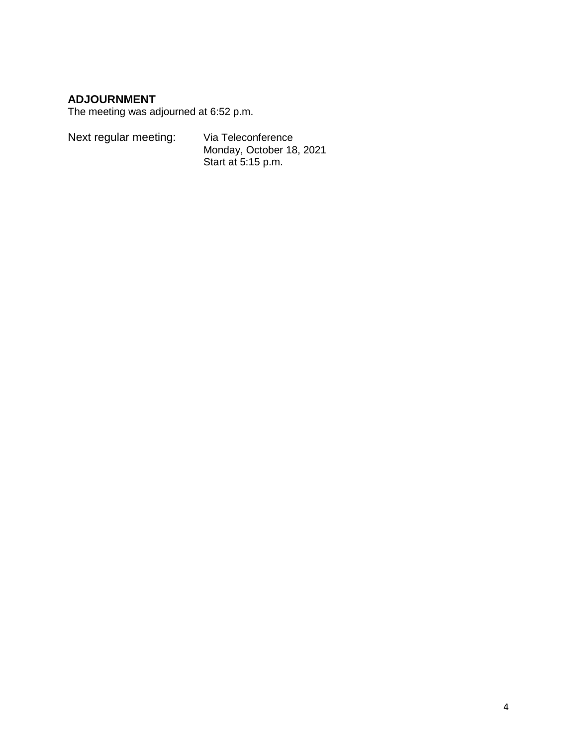**ADJOURNMENT**
The meeting was adjourned at 6:52 p.m.

Next regular meeting: Via Teleconference
Monday, October 18, 2021
Start at 5:15 p.m.